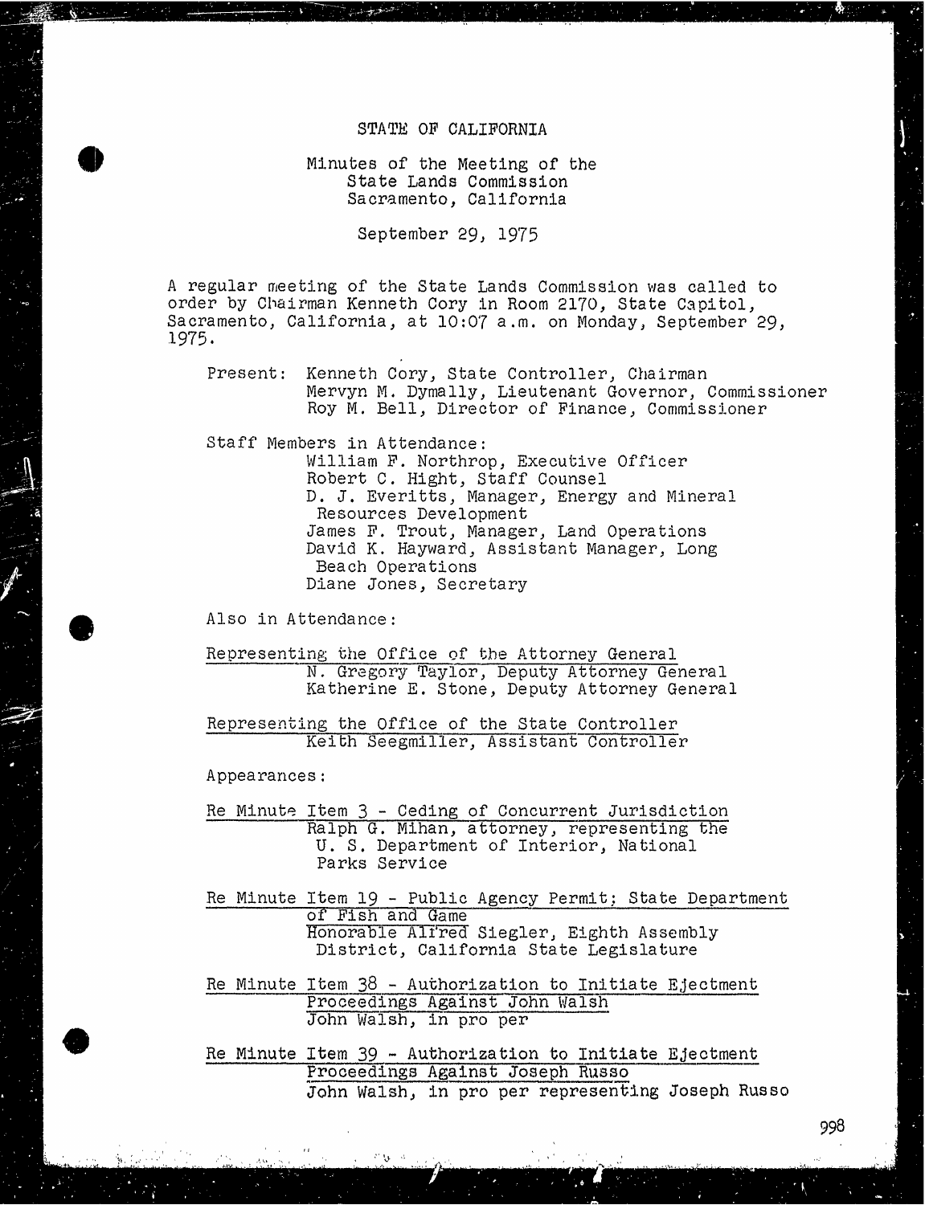STATE OF CALIFORNIA

Minutes of the Meeting of the
State Lands Commission
Sacramento, California

September 29, 1975

A regular meeting of the State Lands Commission was called to order by Chairman Kenneth Cory in Room 2170, State Capitol, Sacramento, California, at 10:07 a.m. on Monday, September 29, 1975.

Present: Kenneth Cory, State Controller, Chairman
Mervyn M. Dymally, Lieutenant Governor, Commissioner
Roy M. Bell, Director of Finance, Commissioner

Staff Members in Attendance:
William F. Northrop, Executive Officer
Robert C. Hight, Staff Counsel
D. J. Everitts, Manager, Energy and Mineral Resources Development
James F. Trout, Manager, Land Operations
David K. Hayward, Assistant Manager, Long Beach Operations
Diane Jones, Secretary

Also in Attendance:

Representing the Office of the Attorney General
N. Gregory Taylor, Deputy Attorney General
Katherine E. Stone, Deputy Attorney General

Representing the Office of the State Controller
Keith Seegmiller, Assistant Controller

Appearances:

Re Minute Item 3 - Ceding of Concurrent Jurisdiction
Ralph G. Mihan, attorney, representing the U. S. Department of Interior, National Parks Service

Re Minute Item 19 - Public Agency Permit; State Department of Fish and Game
Honorable Alfred Siegler, Eighth Assembly District, California State Legislature

Re Minute Item 38 - Authorization to Initiate Ejectment Proceedings Against John Walsh
John Walsh, in pro per

Re Minute Item 39 - Authorization to Initiate Ejectment Proceedings Against Joseph Russo
John Walsh, in pro per representing Joseph Russo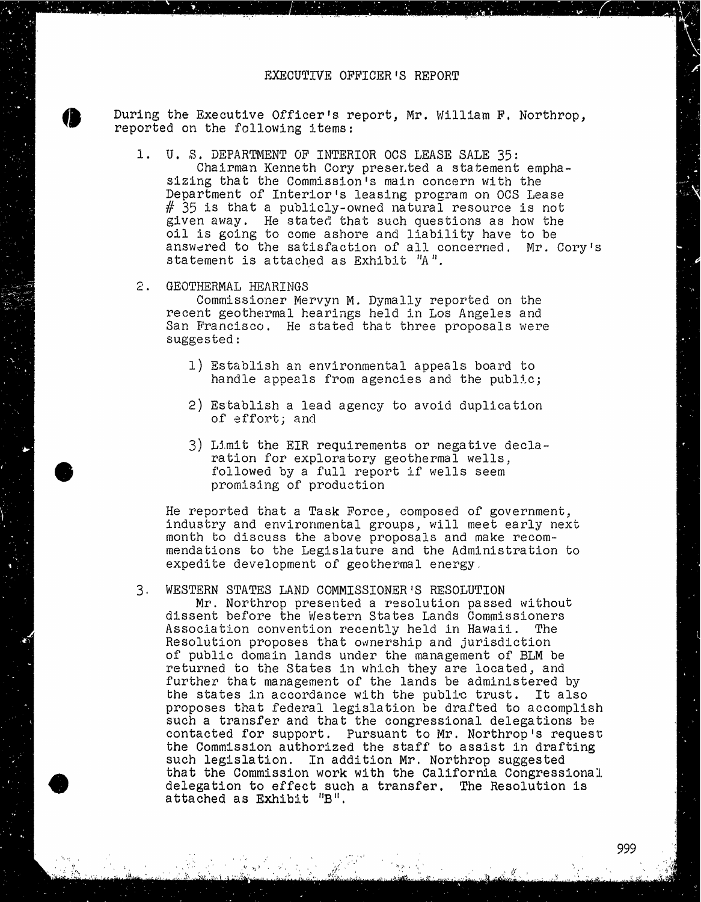# EXECUTIVE OFFICER'S REPORT

During the Executive Officer's report, Mr. William F. Northrop, reported on the following items:

1. U. S. DEPARTMENT OF INTERIOR OCS LEASE SALE 35:
   Chairman Kenneth Cory presented a statement emphasizing that the Commission's main concern with the Department of Interior's leasing program on OCS Lease # 35 is that a publicly-owned natural resource is not given away. He stated that such questions as how the oil is going to come ashore and liability have to be answered to the satisfaction of all concerned. Mr. Cory's statement is attached as Exhibit "A".

2. GEOTHERMAL HEARINGS
   Commissioner Mervyn M. Dymally reported on the recent geothermal hearings held in Los Angeles and San Francisco. He stated that three proposals were suggested:

   1) Establish an environmental appeals board to handle appeals from agencies and the public;

   2) Establish a lead agency to avoid duplication of effort; and

   3) Limit the EIR requirements or negative declaration for exploratory geothermal wells, followed by a full report if wells seem promising of production

   He reported that a Task Force, composed of government, industry and environmental groups, will meet early next month to discuss the above proposals and make recommendations to the Legislature and the Administration to expedite development of geothermal energy.

3. WESTERN STATES LAND COMMISSIONER'S RESOLUTION
   Mr. Northrop presented a resolution passed without dissent before the Western States Lands Commissioners Association convention recently held in Hawaii. The Resolution proposes that ownership and jurisdiction of public domain lands under the management of BLM be returned to the States in which they are located, and further that management of the lands be administered by the states in accordance with the public trust. It also proposes that federal legislation be drafted to accomplish such a transfer and that the congressional delegations be contacted for support. Pursuant to Mr. Northrop's request the Commission authorized the staff to assist in drafting such legislation. In addition Mr. Northrop suggested that the Commission work with the California Congressional delegation to effect such a transfer. The Resolution is attached as Exhibit "B".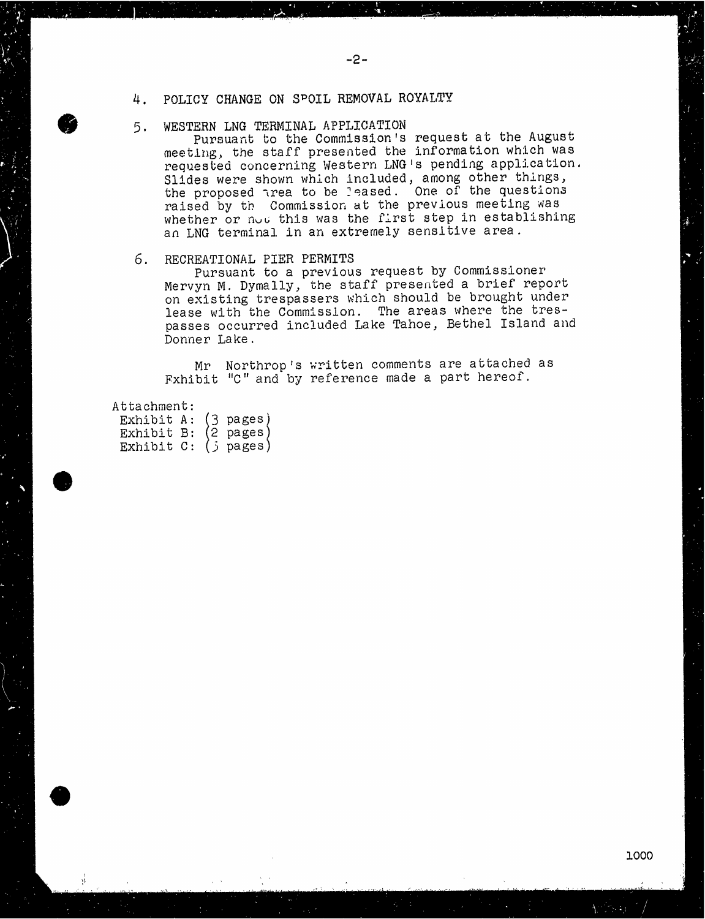4. POLICY CHANGE ON SPOIL REMOVAL ROYALTY

5. WESTERN LNG TERMINAL APPLICATION
   Pursuant to the Commission's request at the August meeting, the staff presented the information which was requested concerning Western LNG's pending application. Slides were shown which included, among other things, the proposed area to be leased. One of the questions raised by the Commission at the previous meeting was whether or not this was the first step in establishing an LNG terminal in an extremely sensitive area.

6. RECREATIONAL PIER PERMITS
   Pursuant to a previous request by Commissioner Mervyn M. Dymally, the staff presented a brief report on existing trespassers which should be brought under lease with the Commission. The areas where the trespasses occurred included Lake Tahoe, Bethel Island and Donner Lake.

   Mr Northrop's written comments are attached as Exhibit "C" and by reference made a part hereof.

Attachment:
Exhibit A: (3 pages)
Exhibit B: (2 pages)
Exhibit C: (3 pages)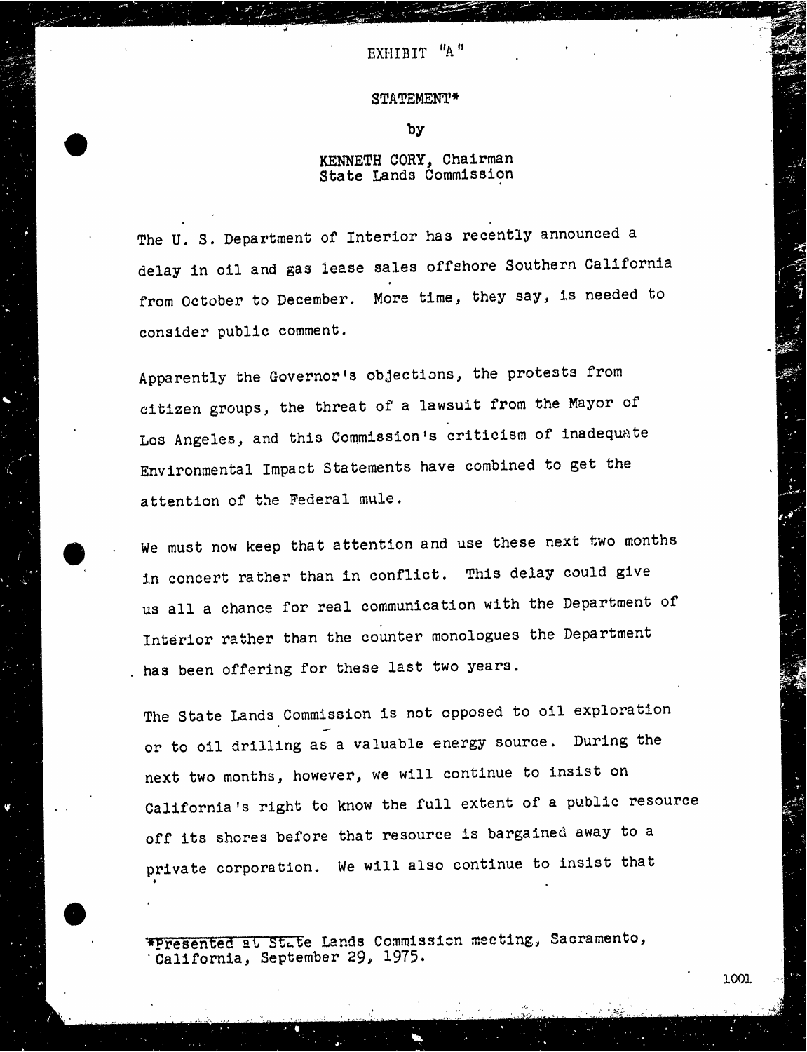EXHIBIT "A"

STATEMENT*

by

KENNETH CORY, Chairman
State Lands Commission

The U. S. Department of Interior has recently announced a delay in oil and gas lease sales offshore Southern California from October to December. More time, they say, is needed to consider public comment.

Apparently the Governor's objections, the protests from citizen groups, the threat of a lawsuit from the Mayor of Los Angeles, and this Commission's criticism of inadequate Environmental Impact Statements have combined to get the attention of the Federal mule.

We must now keep that attention and use these next two months in concert rather than in conflict. This delay could give us all a chance for real communication with the Department of Interior rather than the counter monologues the Department has been offering for these last two years.

The State Lands Commission is not opposed to oil exploration or to oil drilling as a valuable energy source. During the next two months, however, we will continue to insist on California's right to know the full extent of a public resource off its shores before that resource is bargained away to a private corporation. We will also continue to insist that

*Presented at State Lands Commission meeting, Sacramento, California, September 29, 1975.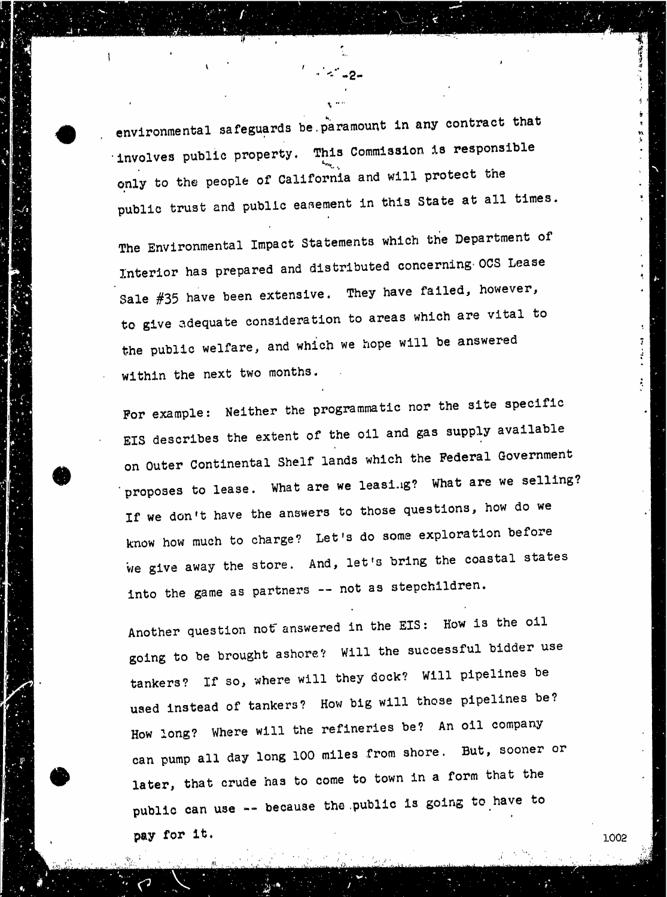environmental safeguards be paramount in any contract that involves public property. This Commission is responsible only to the people of California and will protect the public trust and public easement in this State at all times.

The Environmental Impact Statements which the Department of Interior has prepared and distributed concerning OCS Lease Sale #35 have been extensive. They have failed, however, to give adequate consideration to areas which are vital to the public welfare, and which we hope will be answered within the next two months.

For example: Neither the programmatic nor the site specific EIS describes the extent of the oil and gas supply available on Outer Continental Shelf lands which the Federal Government proposes to lease. What are we leasing? What are we selling? If we don't have the answers to those questions, how do we know how much to charge? Let's do some exploration before we give away the store. And, let's bring the coastal states into the game as partners -- not as stepchildren.

Another question not answered in the EIS: How is the oil going to be brought ashore? Will the successful bidder use tankers? If so, where will they dock? Will pipelines be used instead of tankers? How big will those pipelines be? How long? Where will the refineries be? An oil company can pump all day long 100 miles from shore. But, sooner or later, that crude has to come to town in a form that the public can use -- because the public is going to have to pay for it.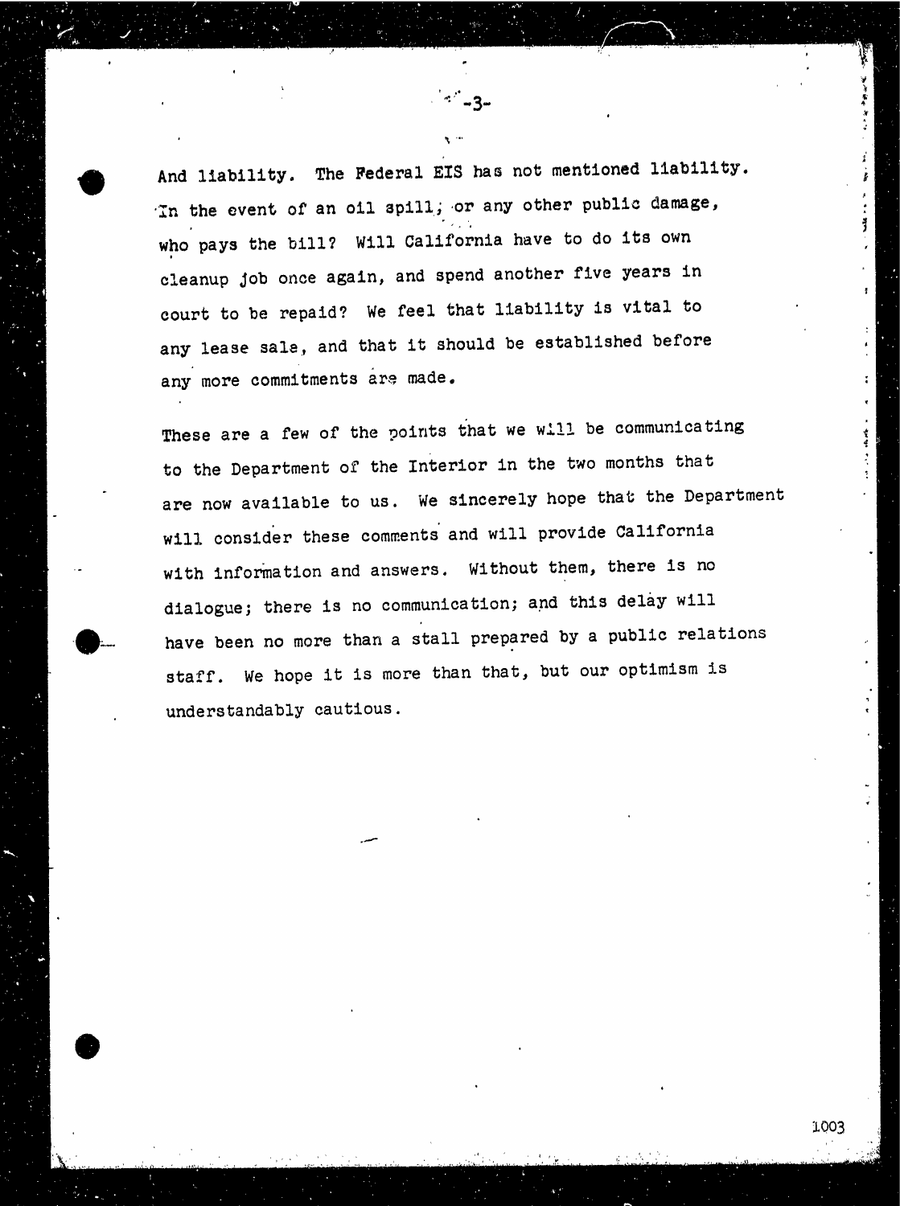And liability. The Federal EIS has not mentioned liability. In the event of an oil spill, or any other public damage, who pays the bill? Will California have to do its own cleanup job once again, and spend another five years in court to be repaid? We feel that liability is vital to any lease sale, and that it should be established before any more commitments are made.

These are a few of the points that we will be communicating to the Department of the Interior in the two months that are now available to us. We sincerely hope that the Department will consider these comments and will provide California with information and answers. Without them, there is no dialogue; there is no communication; and this delay will have been no more than a stall prepared by a public relations staff. We hope it is more than that, but our optimism is understandably cautious.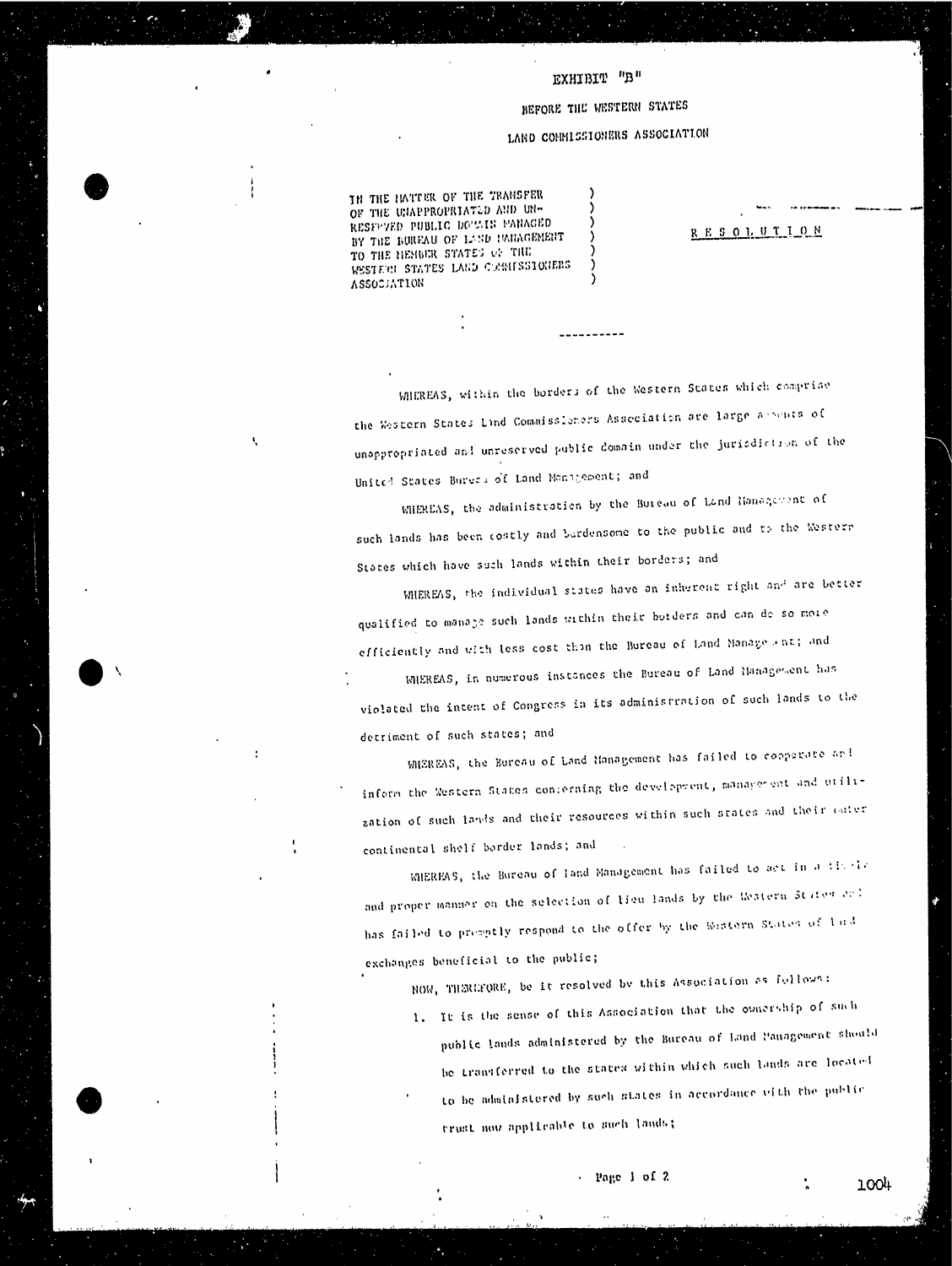EXHIBIT "B"

BEFORE THE WESTERN STATES

LAND COMMISSIONERS ASSOCIATION

IN THE MATTER OF THE TRANSFER OF THE UNAPPROPRIATED AND UNRESERVED PUBLIC DOMAIN MANAGED BY THE BUREAU OF LAND MANAGEMENT TO THE MEMBER STATES OF THE WESTERN STATES LAND COMMISSIONERS ASSOCIATION )

R E S O L U T I O N

----------

WHEREAS, within the borders of the Western States which comprise the Western States Land Commissioners Association are large amounts of unappropriated and unreserved public domain under the jurisdiction of the United States Bureau of Land Management; and

WHEREAS, the administration by the Bureau of Land Management of such lands has been costly and burdensome to the public and to the Western States which have such lands within their borders; and

WHEREAS, the individual states have an inherent right and are better qualified to manage such lands within their borders and can do so more efficiently and with less cost than the Bureau of Land Management; and

WHEREAS, in numerous instances the Bureau of Land Management has violated the intent of Congress in its administration of such lands to the detriment of such states; and

WHEREAS, the Bureau of Land Management has failed to cooperate and inform the Western States concerning the development, management and utilization of such lands and their resources within such states and their outer continental shelf border lands; and

WHEREAS, the Bureau of Land Management has failed to act in a timely and proper manner on the selection of lieu lands by the Western States and has failed to promptly respond to the offer by the Western States of land exchanges beneficial to the public;

NOW, THEREFORE, be it resolved by this Association as follows:

1. It is the sense of this Association that the ownership of such public lands administered by the Bureau of Land Management should be transferred to the states within which such lands are located to be administered by such states in accordance with the public trust now applicable to such lands;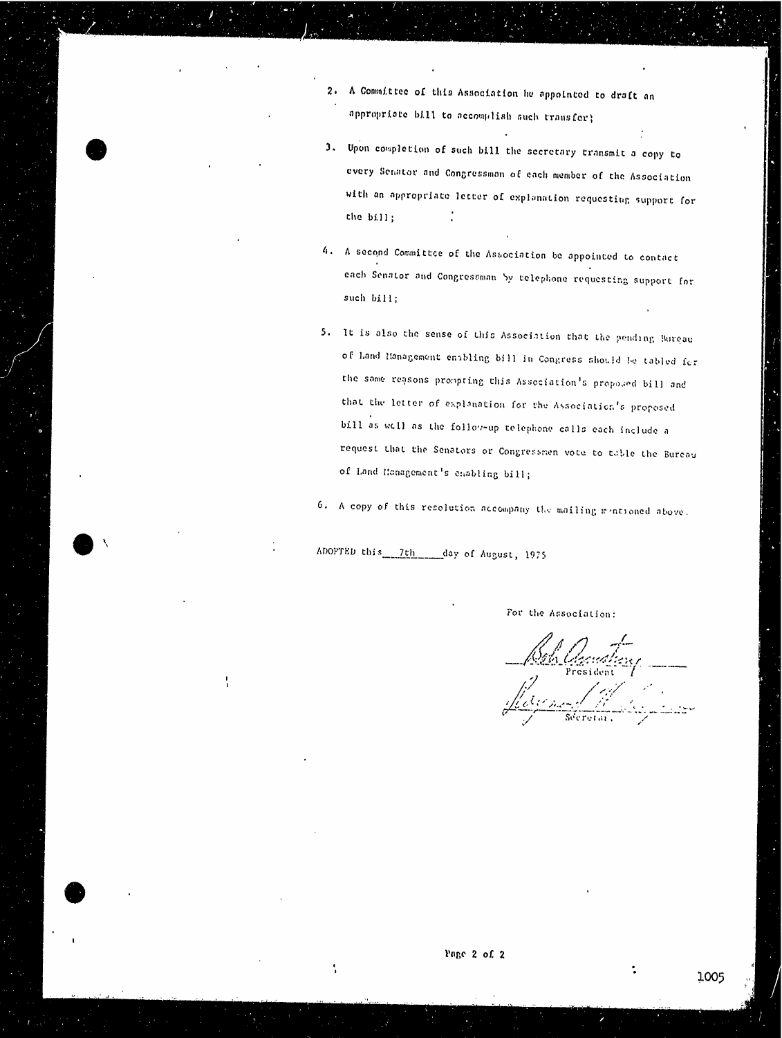2. A Committee of this Association be appointed to draft an appropriate bill to accomplish such transfer;

3. Upon completion of such bill the secretary transmit a copy to every Senator and Congressman of each member of the Association with an appropriate letter of explanation requesting support for the bill;

4. A second Committee of the Association be appointed to contact each Senator and Congressman by telephone requesting support for such bill;

5. It is also the sense of this Association that the pending Bureau of Land Management enabling bill in Congress should be tabled for the same reasons prompting this Association's proposed bill and that the letter of explanation for the Association's proposed bill as well as the follow-up telephone calls each include a request that the Senators or Congressmen vote to table the Bureau of Land Management's enabling bill;

6. A copy of this resolution accompany the mailing mentioned above.

ADOPTED this 7th day of August, 1975

For the Association:

President

Secretary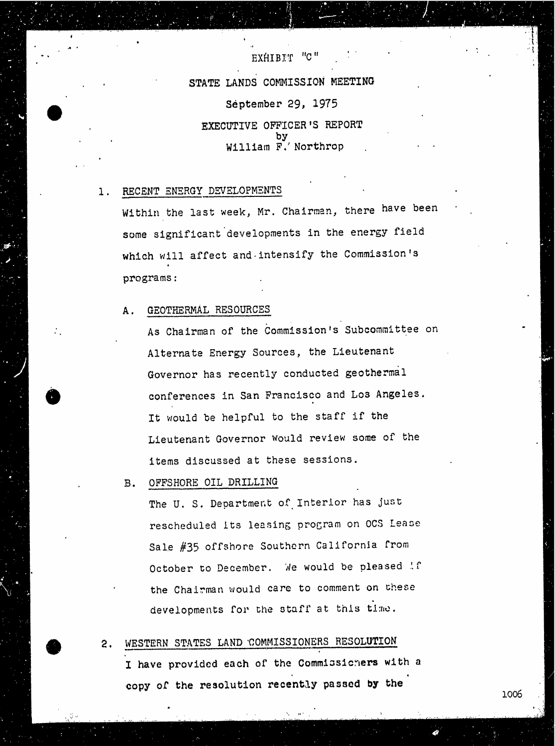EXHIBIT "C"

STATE LANDS COMMISSION MEETING

September 29, 1975

EXECUTIVE OFFICER'S REPORT
by
William F. Northrop

1. RECENT ENERGY DEVELOPMENTS

   Within the last week, Mr. Chairman, there have been some significant developments in the energy field which will affect and intensify the Commission's programs:

   A. GEOTHERMAL RESOURCES

      As Chairman of the Commission's Subcommittee on Alternate Energy Sources, the Lieutenant Governor has recently conducted geothermal conferences in San Francisco and Los Angeles. It would be helpful to the staff if the Lieutenant Governor would review some of the items discussed at these sessions.

   B. OFFSHORE OIL DRILLING

      The U. S. Department of Interior has just rescheduled its leasing program on OCS Lease Sale #35 offshore Southern California from October to December. We would be pleased if the Chairman would care to comment on these developments for the staff at this time.

2. WESTERN STATES LAND COMMISSIONERS RESOLUTION

   I have provided each of the Commissioners with a copy of the resolution recently passed by the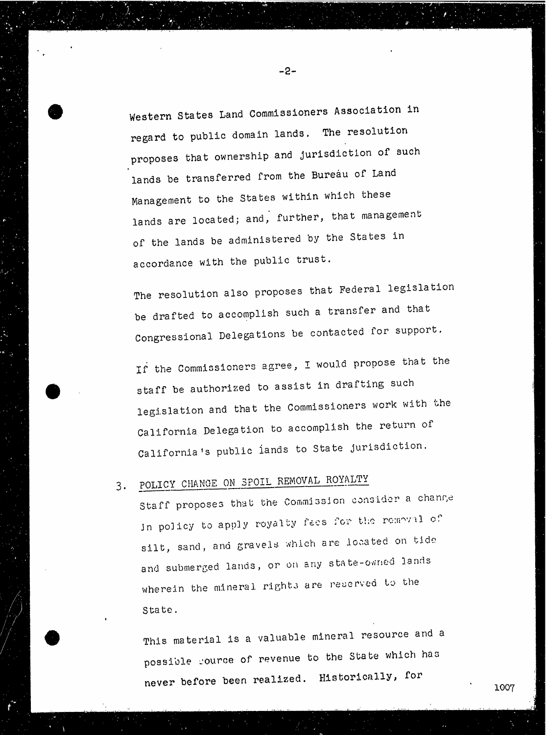Western States Land Commissioners Association in regard to public domain lands. The resolution proposes that ownership and jurisdiction of such lands be transferred from the Bureau of Land Management to the States within which these lands are located; and, further, that management of the lands be administered by the States in accordance with the public trust.

The resolution also proposes that Federal legislation be drafted to accomplish such a transfer and that Congressional Delegations be contacted for support.

If the Commissioners agree, I would propose that the staff be authorized to assist in drafting such legislation and that the Commissioners work with the California Delegation to accomplish the return of California's public lands to State jurisdiction.

3. POLICY CHANGE ON SPOIL REMOVAL ROYALTY

Staff proposes that the Commission consider a change in policy to apply royalty fees for the removal of silt, sand, and gravels which are located on tide and submerged lands, or on any state-owned lands wherein the mineral rights are reserved to the State.

This material is a valuable mineral resource and a possible source of revenue to the State which has never before been realized. Historically, for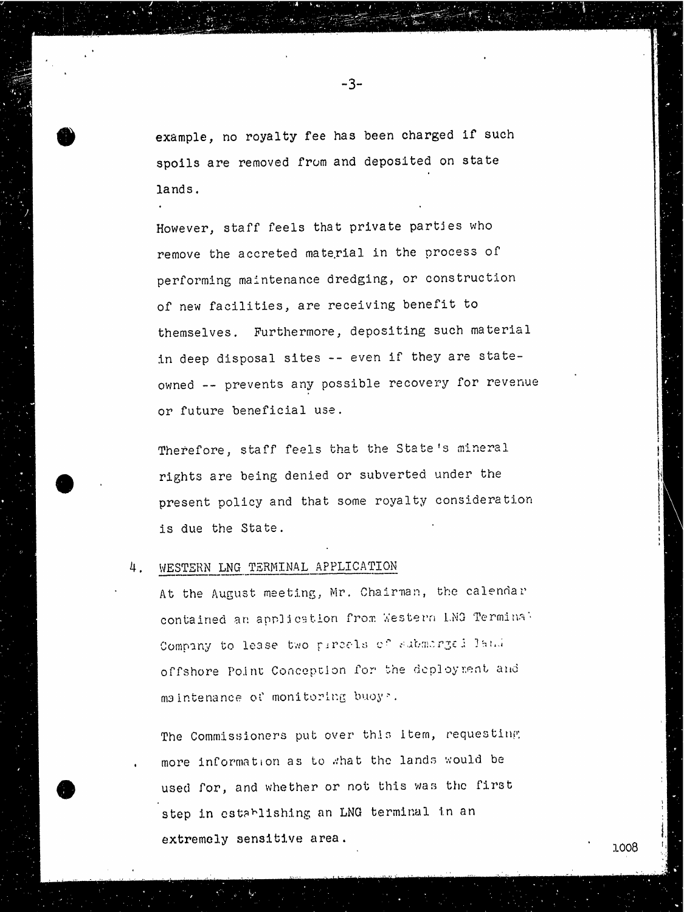example, no royalty fee has been charged if such spoils are removed from and deposited on state lands.

However, staff feels that private parties who remove the accreted material in the process of performing maintenance dredging, or construction of new facilities, are receiving benefit to themselves. Furthermore, depositing such material in deep disposal sites -- even if they are state-owned -- prevents any possible recovery for revenue or future beneficial use.

Therefore, staff feels that the State's mineral rights are being denied or subverted under the present policy and that some royalty consideration is due the State.

4. WESTERN LNG TERMINAL APPLICATION

At the August meeting, Mr. Chairman, the calendar contained an application from Western LNG Terminal Company to lease two parcels of submerged land offshore Point Conception for the deployment and maintenance of monitoring buoys.

The Commissioners put over this item, requesting more information as to what the lands would be used for, and whether or not this was the first step in establishing an LNG terminal in an extremely sensitive area.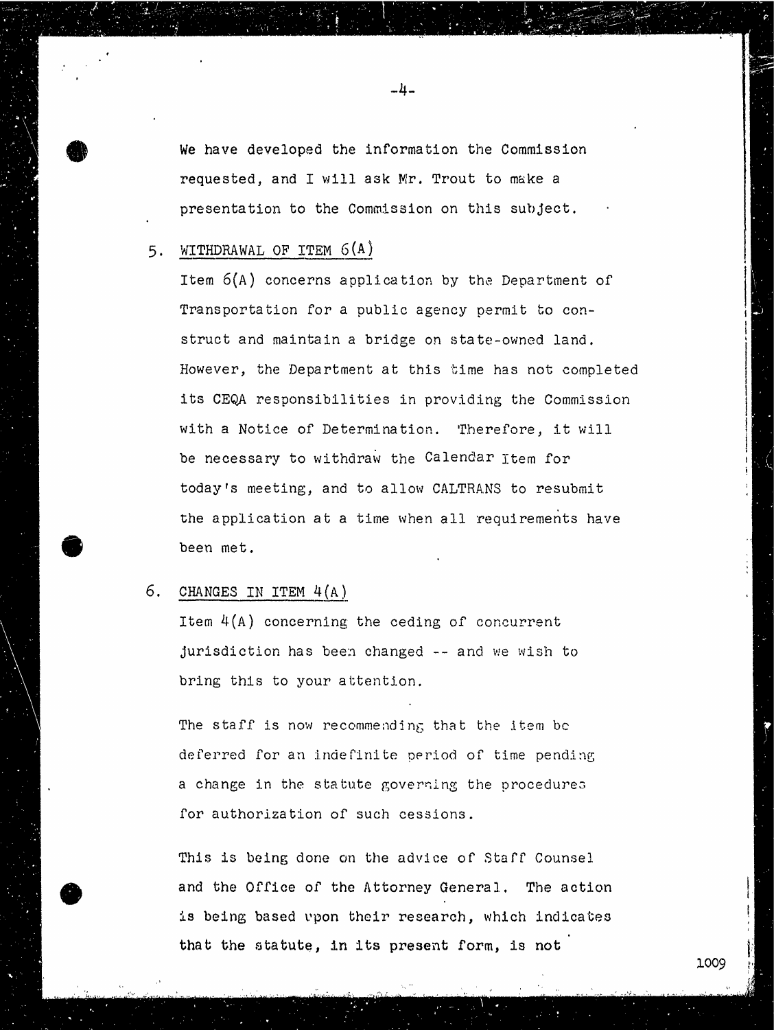We have developed the information the Commission requested, and I will ask Mr. Trout to make a presentation to the Commission on this subject.

5. WITHDRAWAL OF ITEM 6(A)

   Item 6(A) concerns application by the Department of Transportation for a public agency permit to construct and maintain a bridge on state-owned land. However, the Department at this time has not completed its CEQA responsibilities in providing the Commission with a Notice of Determination. Therefore, it will be necessary to withdraw the Calendar Item for today's meeting, and to allow CALTRANS to resubmit the application at a time when all requirements have been met.

6. CHANGES IN ITEM 4(A)

   Item 4(A) concerning the ceding of concurrent jurisdiction has been changed -- and we wish to bring this to your attention.

   The staff is now recommending that the item be deferred for an indefinite period of time pending a change in the statute governing the procedures for authorization of such cessions.

   This is being done on the advice of Staff Counsel and the Office of the Attorney General. The action is being based upon their research, which indicates that the statute, in its present form, is not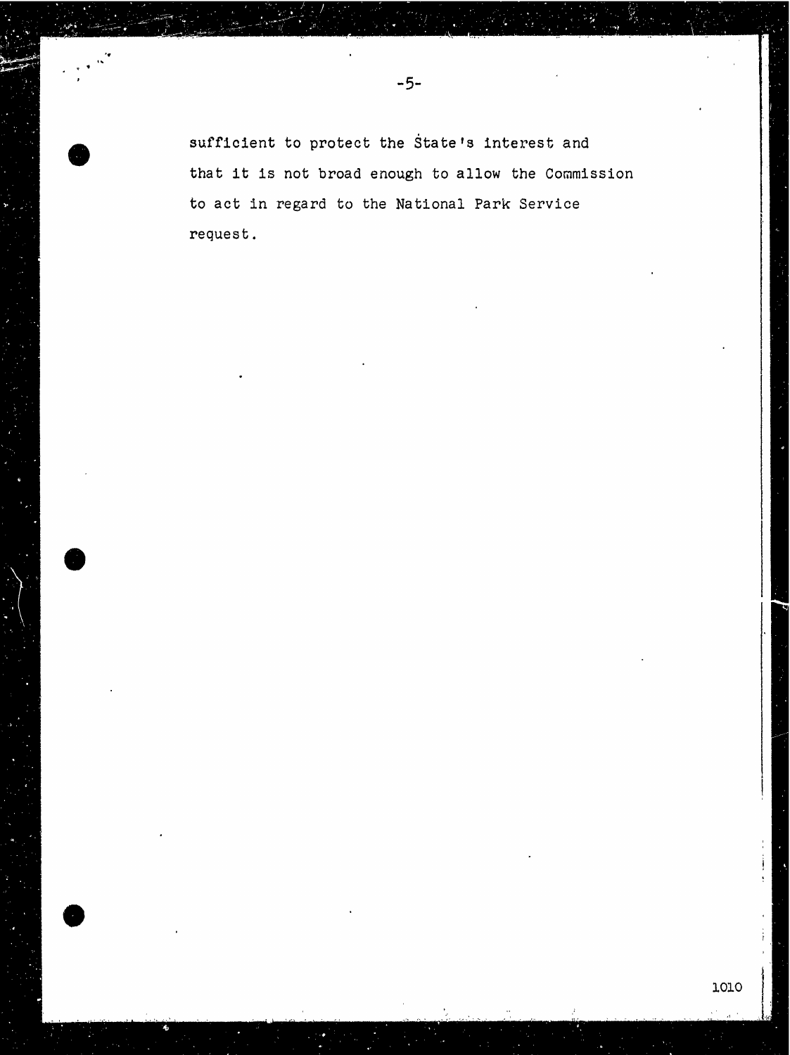sufficient to protect the State's interest and that it is not broad enough to allow the Commission to act in regard to the National Park Service request.